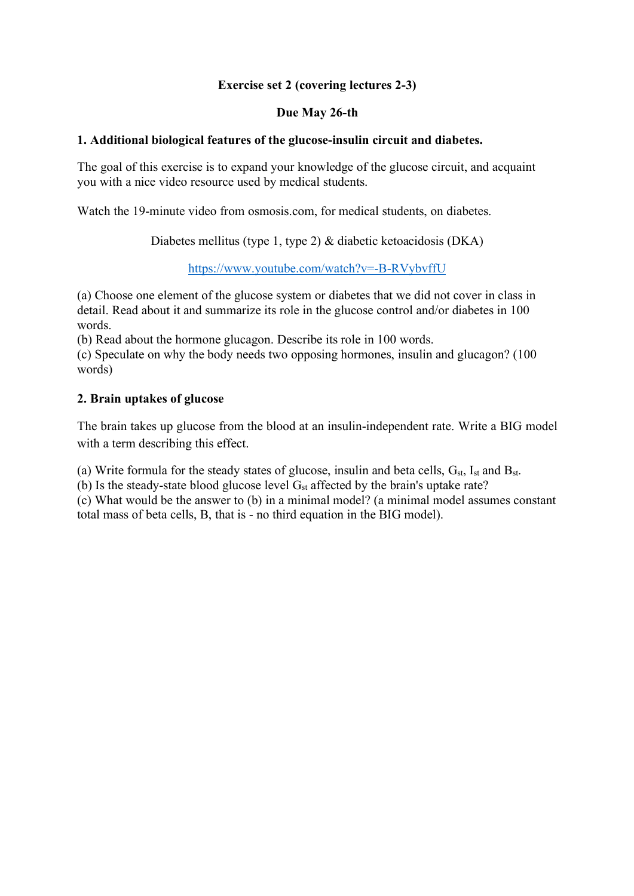**Exercise set 2 (covering lectures 2-3)**

**Due May 26-th**

## 1. Additional biological features of the glucose-insulin circuit and diabetes.

The goal of this exercise is to expand your knowledge of the glucose circuit, and acquaint you with a nice video resource used by medical students.

Watch the 19-minute video from osmosis.com, for medical students, on diabetes.

Diabetes mellitus (type 1, type 2) & diabetic ketoacidosis (DKA)

https://www.youtube.com/watch?v=-B-RVybvffU

(a) Choose one element of the glucose system or diabetes that we did not cover in class in detail. Read about it and summarize its role in the glucose control and/or diabetes in 100 words.
(b) Read about the hormone glucagon. Describe its role in 100 words.
(c) Speculate on why the body needs two opposing hormones, insulin and glucagon? (100 words)

## 2. Brain uptakes of glucose

The brain takes up glucose from the blood at an insulin-independent rate. Write a BIG model with a term describing this effect.

(a) Write formula for the steady states of glucose, insulin and beta cells, $G_{st}$, $I_{st}$ and $B_{st}$.
(b) Is the steady-state blood glucose level $G_{st}$ affected by the brain's uptake rate?
(c) What would be the answer to (b) in a minimal model? (a minimal model assumes constant total mass of beta cells, B, that is - no third equation in the BIG model).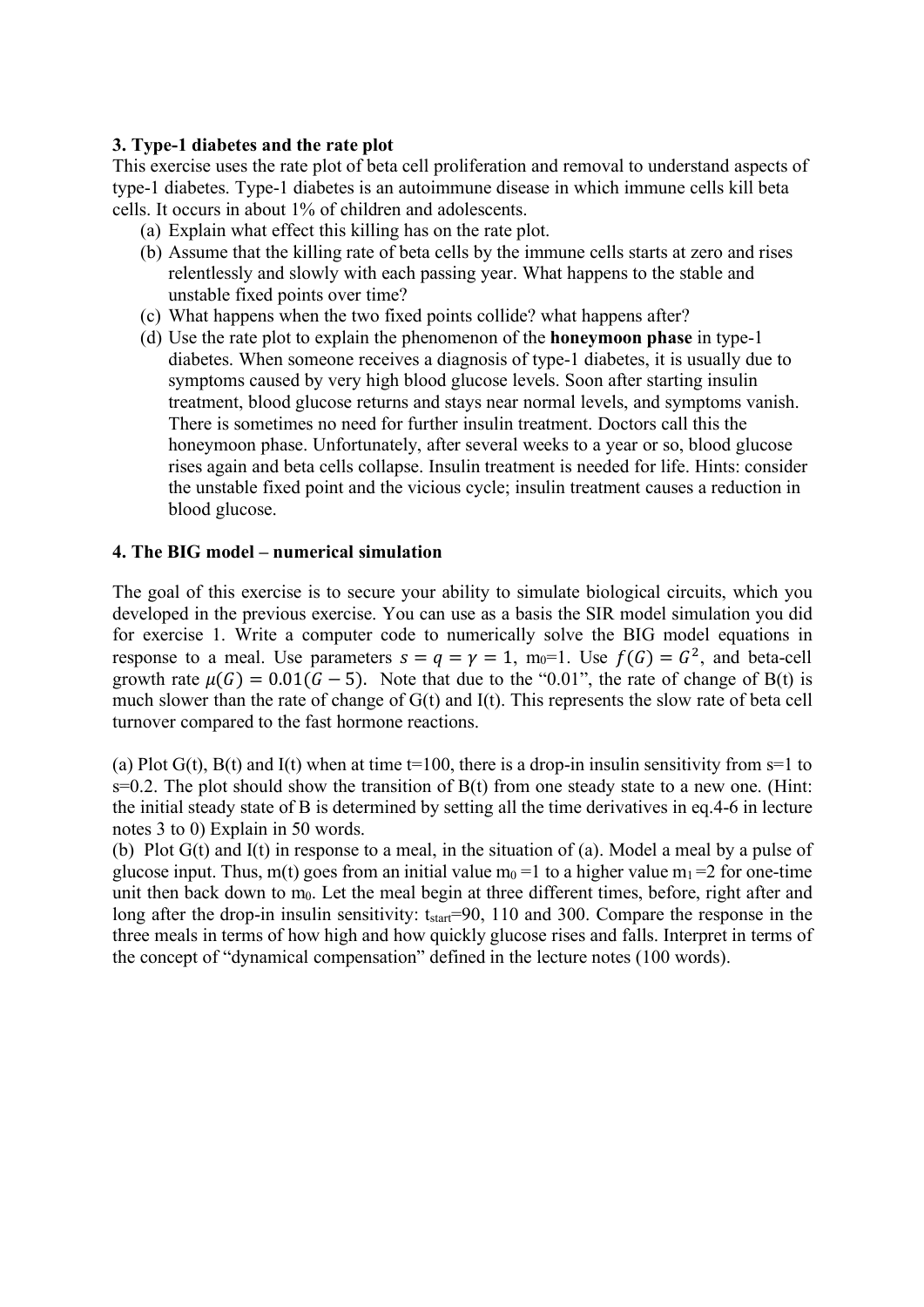### 3. Type-1 diabetes and the rate plot

This exercise uses the rate plot of beta cell proliferation and removal to understand aspects of type-1 diabetes. Type-1 diabetes is an autoimmune disease in which immune cells kill beta cells. It occurs in about 1% of children and adolescents.

(a) Explain what effect this killing has on the rate plot.

(b) Assume that the killing rate of beta cells by the immune cells starts at zero and rises relentlessly and slowly with each passing year. What happens to the stable and unstable fixed points over time?

(c) What happens when the two fixed points collide? what happens after?

(d) Use the rate plot to explain the phenomenon of the **honeymoon phase** in type-1 diabetes. When someone receives a diagnosis of type-1 diabetes, it is usually due to symptoms caused by very high blood glucose levels. Soon after starting insulin treatment, blood glucose returns and stays near normal levels, and symptoms vanish. There is sometimes no need for further insulin treatment. Doctors call this the honeymoon phase. Unfortunately, after several weeks to a year or so, blood glucose rises again and beta cells collapse. Insulin treatment is needed for life. Hints: consider the unstable fixed point and the vicious cycle; insulin treatment causes a reduction in blood glucose.

### 4. The BIG model – numerical simulation

The goal of this exercise is to secure your ability to simulate biological circuits, which you developed in the previous exercise. You can use as a basis the SIR model simulation you did for exercise 1. Write a computer code to numerically solve the BIG model equations in response to a meal. Use parameters $s = q = \gamma = 1$, $m_0$=1. Use $f(G) = G^2$, and beta-cell growth rate $\mu(G) = 0.01(G - 5)$. Note that due to the "0.01", the rate of change of B(t) is much slower than the rate of change of G(t) and I(t). This represents the slow rate of beta cell turnover compared to the fast hormone reactions.

(a) Plot G(t), B(t) and I(t) when at time t=100, there is a drop-in insulin sensitivity from s=1 to s=0.2. The plot should show the transition of B(t) from one steady state to a new one. (Hint: the initial steady state of B is determined by setting all the time derivatives in eq.4-6 in lecture notes 3 to 0) Explain in 50 words.

(b) Plot G(t) and I(t) in response to a meal, in the situation of (a). Model a meal by a pulse of glucose input. Thus, m(t) goes from an initial value $m_0$ =1 to a higher value $m_1$ =2 for one-time unit then back down to $m_0$. Let the meal begin at three different times, before, right after and long after the drop-in insulin sensitivity: $t_{start}$=90, 110 and 300. Compare the response in the three meals in terms of how high and how quickly glucose rises and falls. Interpret in terms of the concept of "dynamical compensation" defined in the lecture notes (100 words).